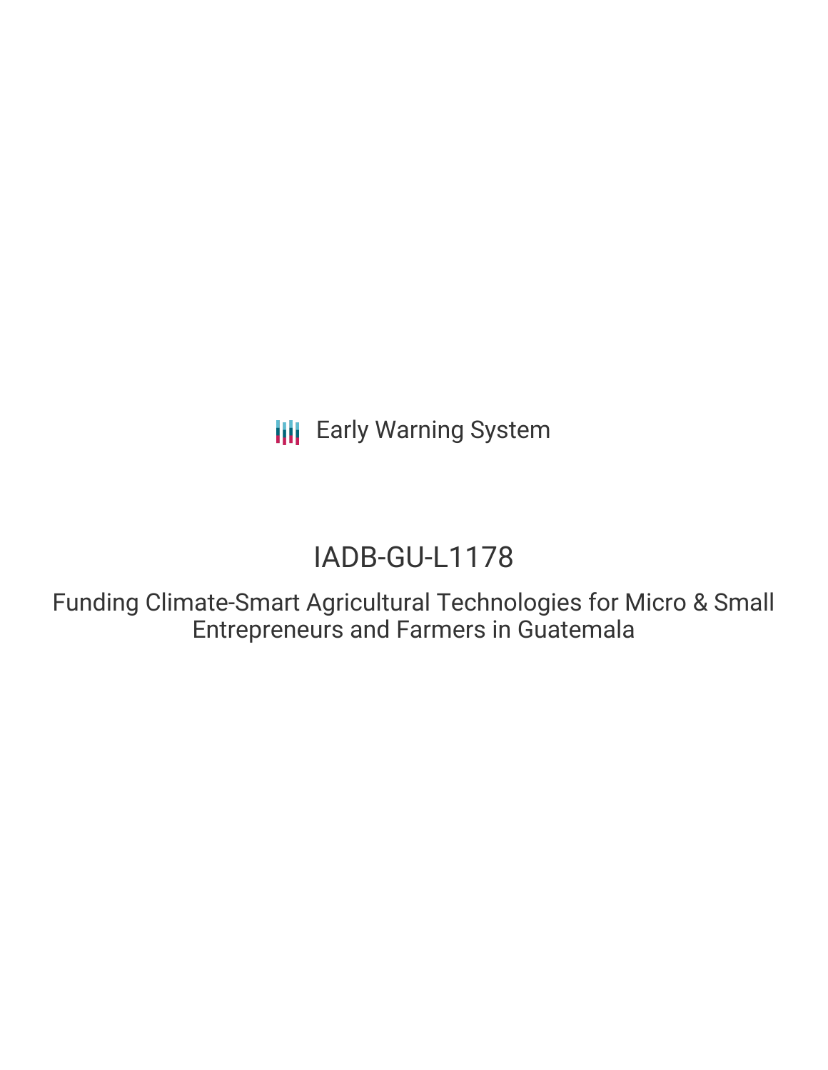Early Warning System

# IADB-GU-L1178

## Funding Climate-Smart Agricultural Technologies for Micro & Small Entrepreneurs and Farmers in Guatemala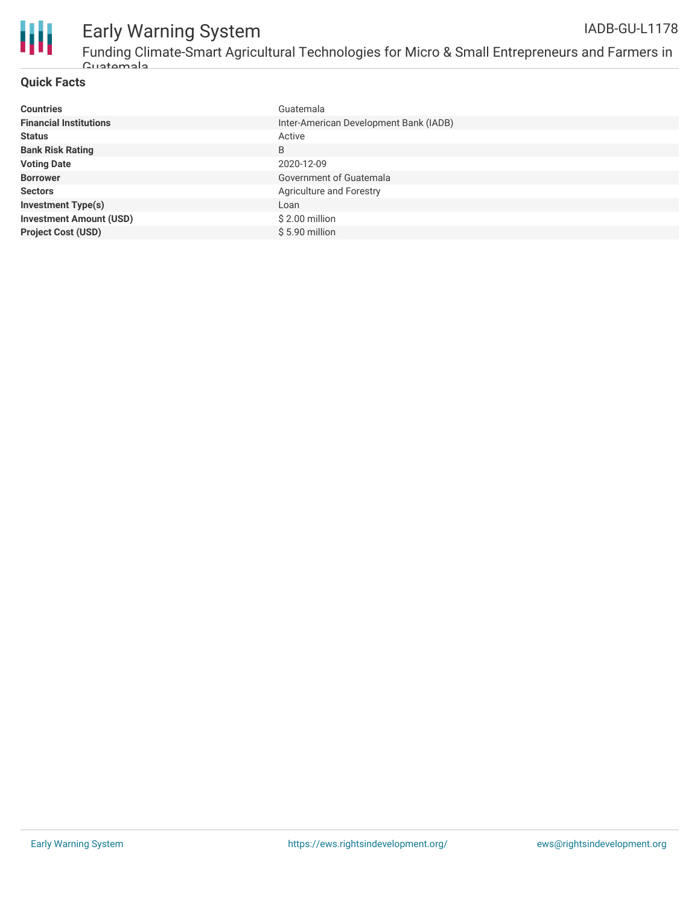## Quick Facts

| | |
|---|---|
| **Countries** | Guatemala |
| **Financial Institutions** | Inter-American Development Bank (IADB) |
| **Status** | Active |
| **Bank Risk Rating** | B |
| **Voting Date** | 2020-12-09 |
| **Borrower** | Government of Guatemala |
| **Sectors** | Agriculture and Forestry |
| **Investment Type(s)** | Loan |
| **Investment Amount (USD)** | $ 2.00 million |
| **Project Cost (USD)** | $ 5.90 million |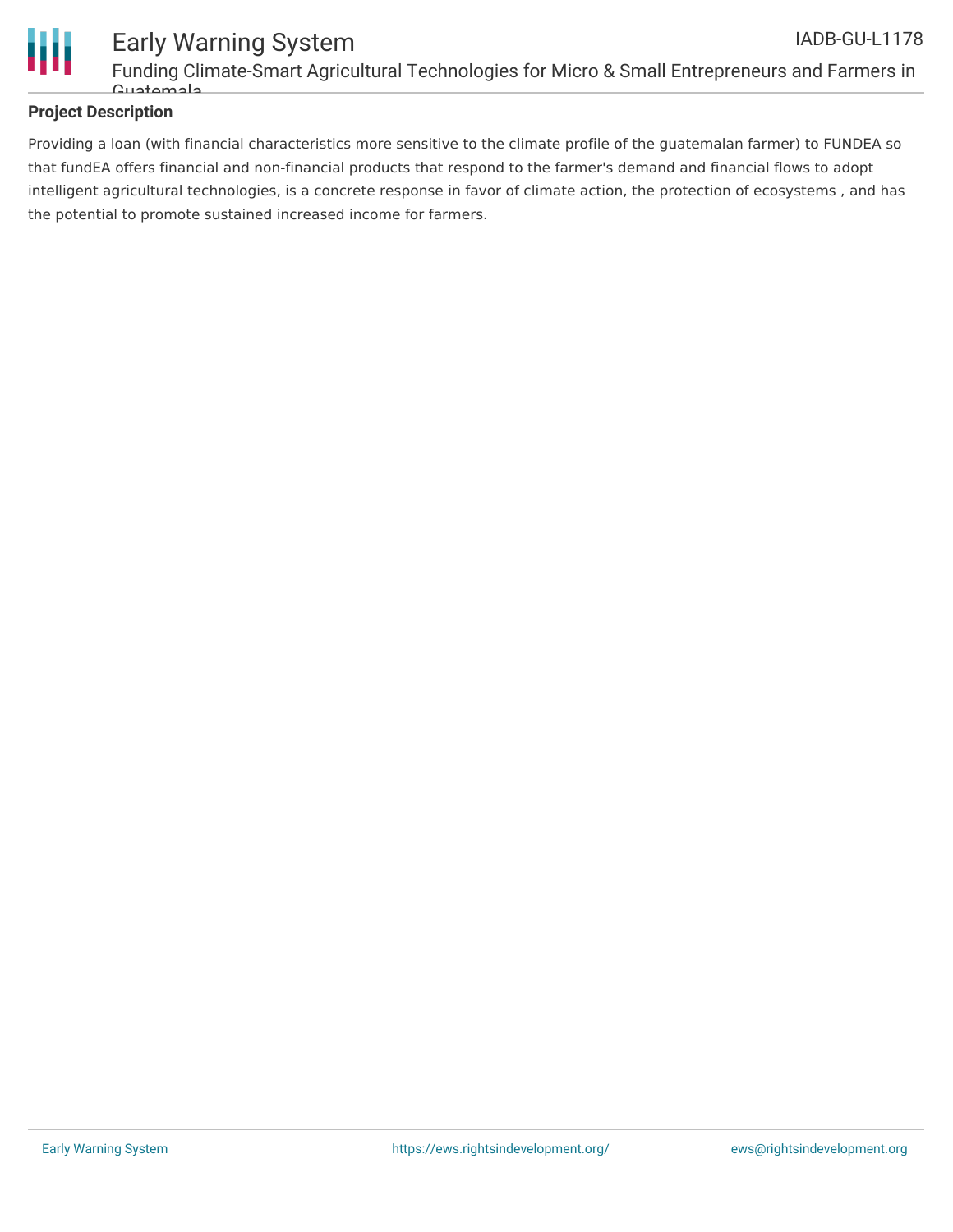## Project Description

Providing a loan (with financial characteristics more sensitive to the climate profile of the guatemalan farmer) to FUNDEA so that fundEA offers financial and non-financial products that respond to the farmer's demand and financial flows to adopt intelligent agricultural technologies, is a concrete response in favor of climate action, the protection of ecosystems , and has the potential to promote sustained increased income for farmers.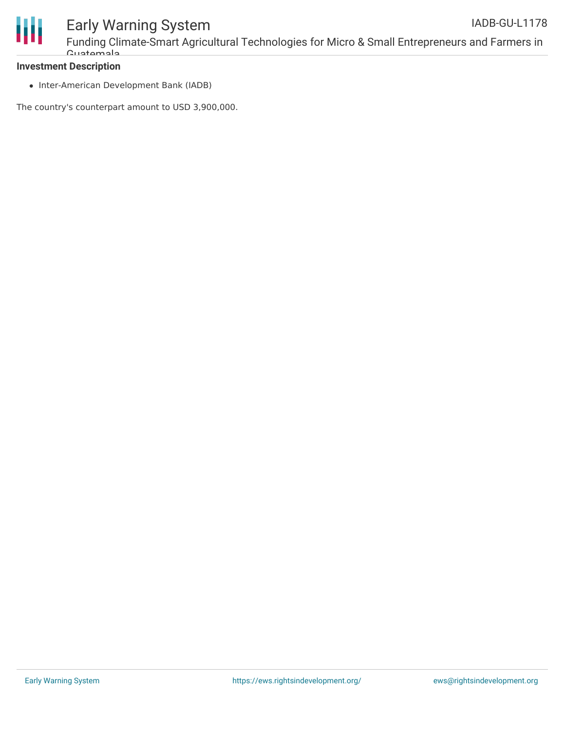**Investment Description**

- Inter-American Development Bank (IADB)

The country's counterpart amount to USD 3,900,000.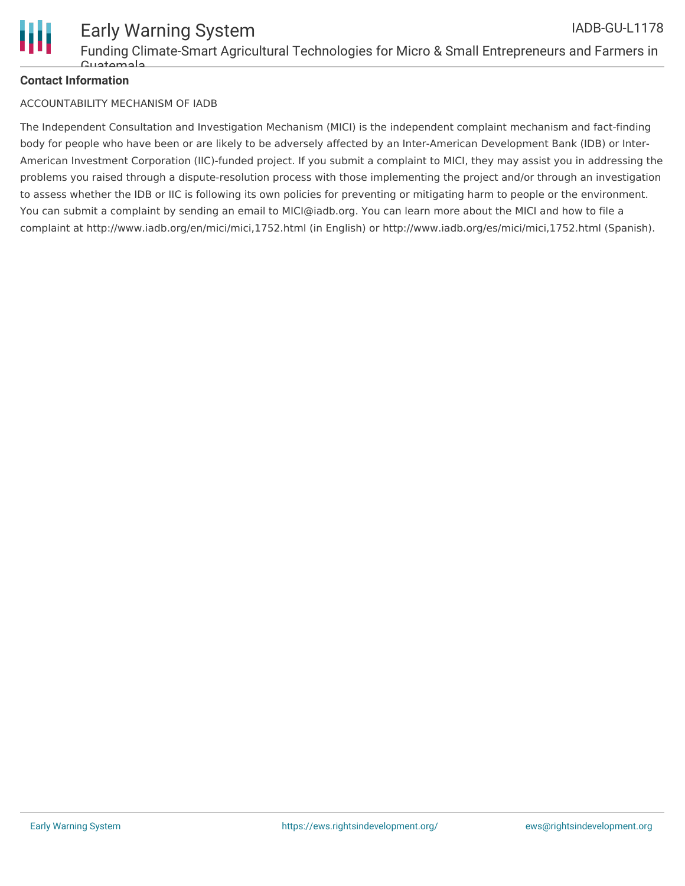**Contact Information**

ACCOUNTABILITY MECHANISM OF IADB

The Independent Consultation and Investigation Mechanism (MICI) is the independent complaint mechanism and fact-finding body for people who have been or are likely to be adversely affected by an Inter-American Development Bank (IDB) or Inter-American Investment Corporation (IIC)-funded project. If you submit a complaint to MICI, they may assist you in addressing the problems you raised through a dispute-resolution process with those implementing the project and/or through an investigation to assess whether the IDB or IIC is following its own policies for preventing or mitigating harm to people or the environment. You can submit a complaint by sending an email to MICI@iadb.org. You can learn more about the MICI and how to file a complaint at http://www.iadb.org/en/mici/mici,1752.html (in English) or http://www.iadb.org/es/mici/mici,1752.html (Spanish).